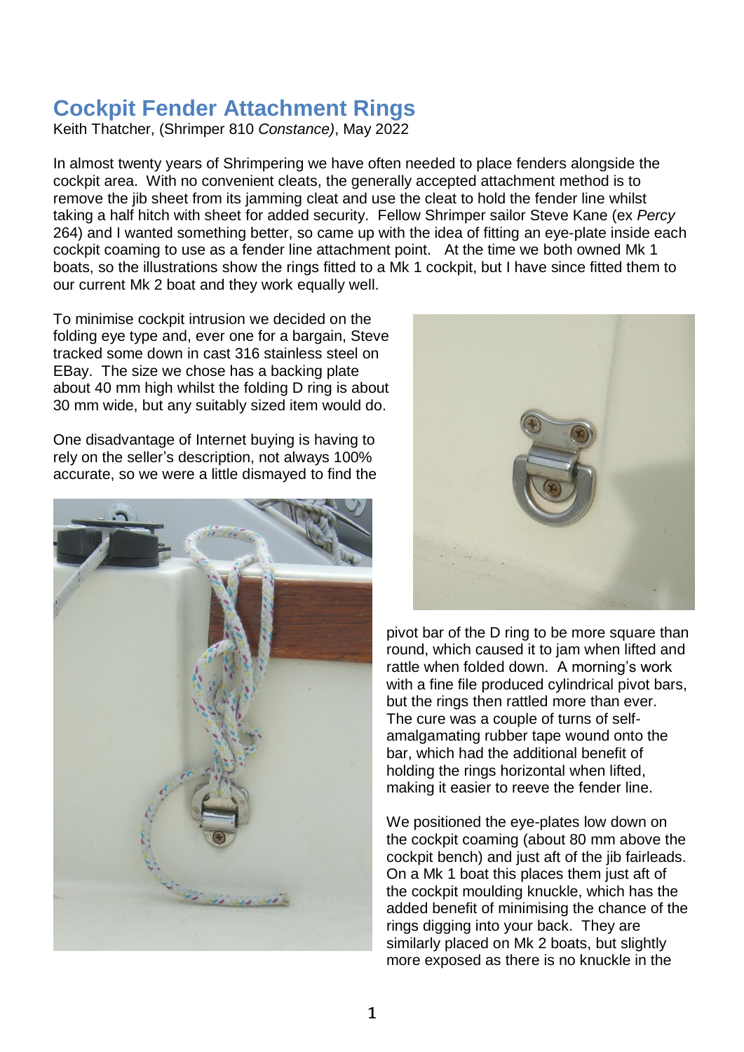# Cockpit Fender Attachment Rings

Keith Thatcher, (Shrimper 810 *Constance)*, May 2022

In almost twenty years of Shrimpering we have often needed to place fenders alongside the cockpit area. With no convenient cleats, the generally accepted attachment method is to remove the jib sheet from its jamming cleat and use the cleat to hold the fender line whilst taking a half hitch with sheet for added security. Fellow Shrimper sailor Steve Kane (ex *Percy* 264) and I wanted something better, so came up with the idea of fitting an eye-plate inside each cockpit coaming to use as a fender line attachment point. At the time we both owned Mk 1 boats, so the illustrations show the rings fitted to a Mk 1 cockpit, but I have since fitted them to our current Mk 2 boat and they work equally well.

To minimise cockpit intrusion we decided on the folding eye type and, ever one for a bargain, Steve tracked some down in cast 316 stainless steel on EBay. The size we chose has a backing plate about 40 mm high whilst the folding D ring is about 30 mm wide, but any suitably sized item would do.

One disadvantage of Internet buying is having to rely on the seller's description, not always 100% accurate, so we were a little dismayed to find the pivot bar of the D ring to be more square than round, which caused it to jam when lifted and rattle when folded down. A morning's work with a fine file produced cylindrical pivot bars, but the rings then rattled more than ever. The cure was a couple of turns of self-amalgamating rubber tape wound onto the bar, which had the additional benefit of holding the rings horizontal when lifted, making it easier to reeve the fender line.

We positioned the eye-plates low down on the cockpit coaming (about 80 mm above the cockpit bench) and just aft of the jib fairleads. On a Mk 1 boat this places them just aft of the cockpit moulding knuckle, which has the added benefit of minimising the chance of the rings digging into your back. They are similarly placed on Mk 2 boats, but slightly more exposed as there is no knuckle in the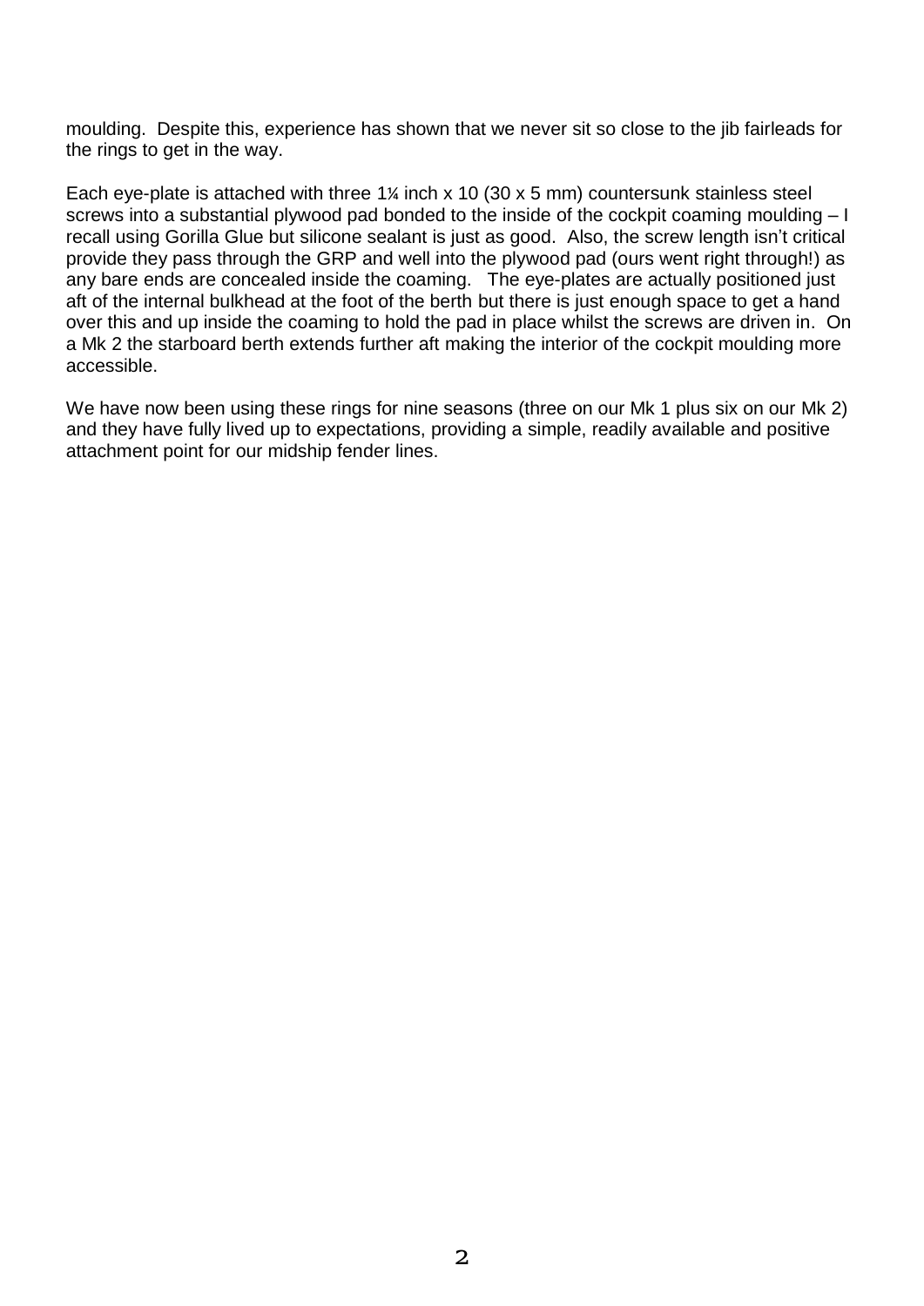moulding. Despite this, experience has shown that we never sit so close to the jib fairleads for the rings to get in the way.

Each eye-plate is attached with three 1¼ inch x 10 (30 x 5 mm) countersunk stainless steel screws into a substantial plywood pad bonded to the inside of the cockpit coaming moulding – I recall using Gorilla Glue but silicone sealant is just as good. Also, the screw length isn't critical provide they pass through the GRP and well into the plywood pad (ours went right through!) as any bare ends are concealed inside the coaming. The eye-plates are actually positioned just aft of the internal bulkhead at the foot of the berth but there is just enough space to get a hand over this and up inside the coaming to hold the pad in place whilst the screws are driven in. On a Mk 2 the starboard berth extends further aft making the interior of the cockpit moulding more accessible.

We have now been using these rings for nine seasons (three on our Mk 1 plus six on our Mk 2) and they have fully lived up to expectations, providing a simple, readily available and positive attachment point for our midship fender lines.